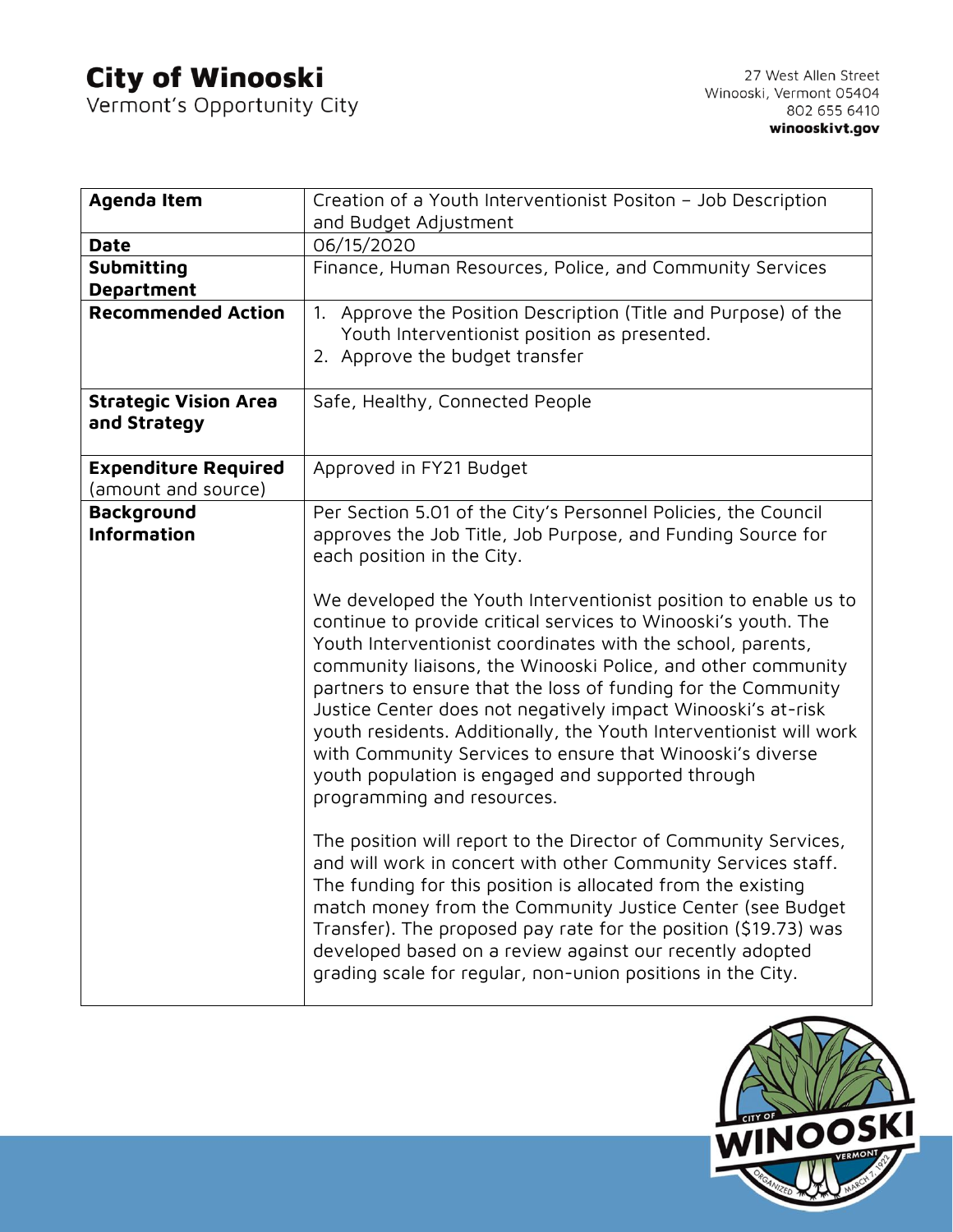# City of Winooski
Vermont's Opportunity City

27 West Allen Street
Winooski, Vermont 05404
802 655 6410
**winooskivt.gov**

| **Agenda Item** | Creation of a Youth Interventionist Positon – Job Description and Budget Adjustment |
|---|---|
| **Date** | 06/15/2020 |
| **Submitting Department** | Finance, Human Resources, Police, and Community Services |
| **Recommended Action** | 1. Approve the Position Description (Title and Purpose) of the Youth Interventionist position as presented.<br>2. Approve the budget transfer |
| **Strategic Vision Area and Strategy** | Safe, Healthy, Connected People |
| **Expenditure Required** (amount and source) | Approved in FY21 Budget |
| **Background Information** | Per Section 5.01 of the City's Personnel Policies, the Council approves the Job Title, Job Purpose, and Funding Source for each position in the City.<br><br>We developed the Youth Interventionist position to enable us to continue to provide critical services to Winooski's youth. The Youth Interventionist coordinates with the school, parents, community liaisons, the Winooski Police, and other community partners to ensure that the loss of funding for the Community Justice Center does not negatively impact Winooski's at-risk youth residents. Additionally, the Youth Interventionist will work with Community Services to ensure that Winooski's diverse youth population is engaged and supported through programming and resources.<br><br>The position will report to the Director of Community Services, and will work in concert with other Community Services staff. The funding for this position is allocated from the existing match money from the Community Justice Center (see Budget Transfer). The proposed pay rate for the position ($19.73) was developed based on a review against our recently adopted grading scale for regular, non-union positions in the City. |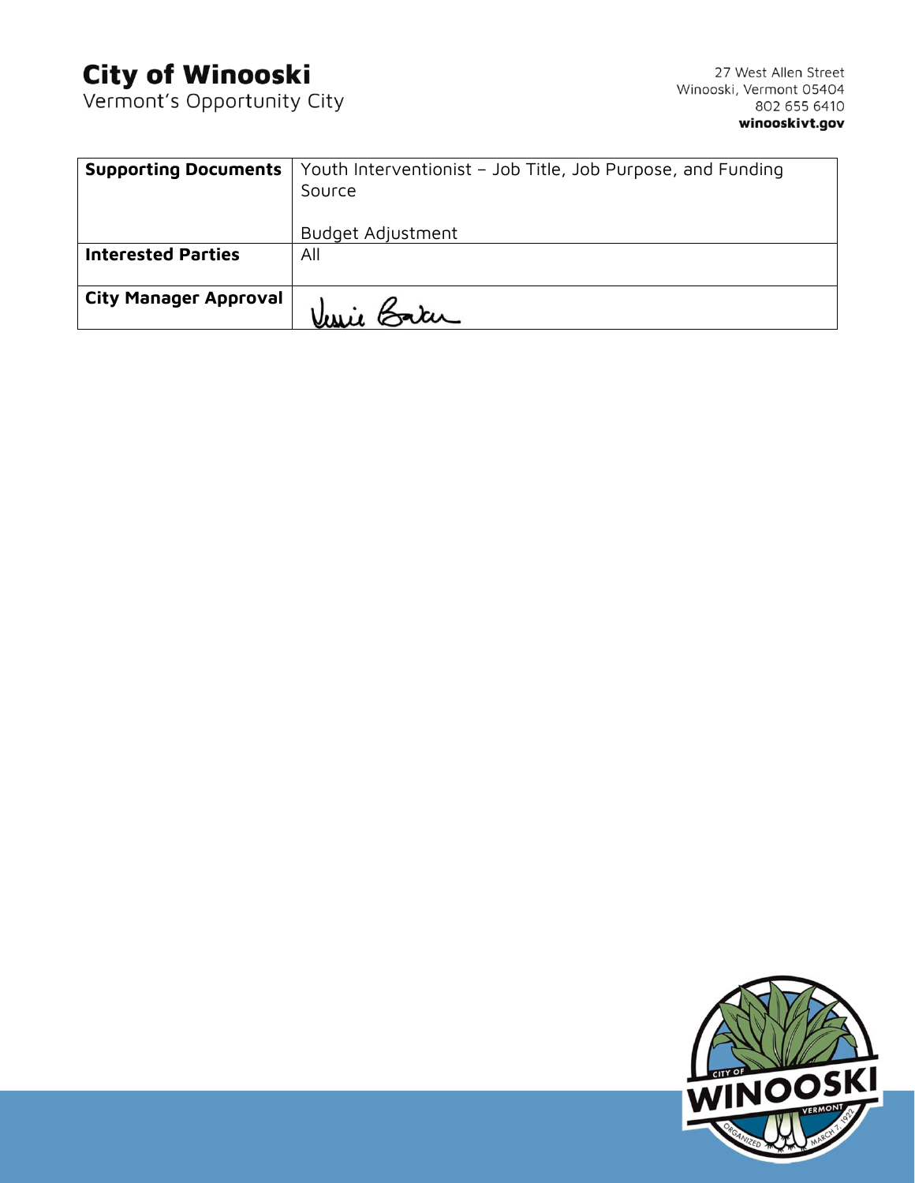| | |
|---|---|
| **Supporting Documents** | Youth Interventionist – Job Title, Job Purpose, and Funding Source<br><br>Budget Adjustment |
| **Interested Parties** | All |
| **City Manager Approval** | Jessie Baker |